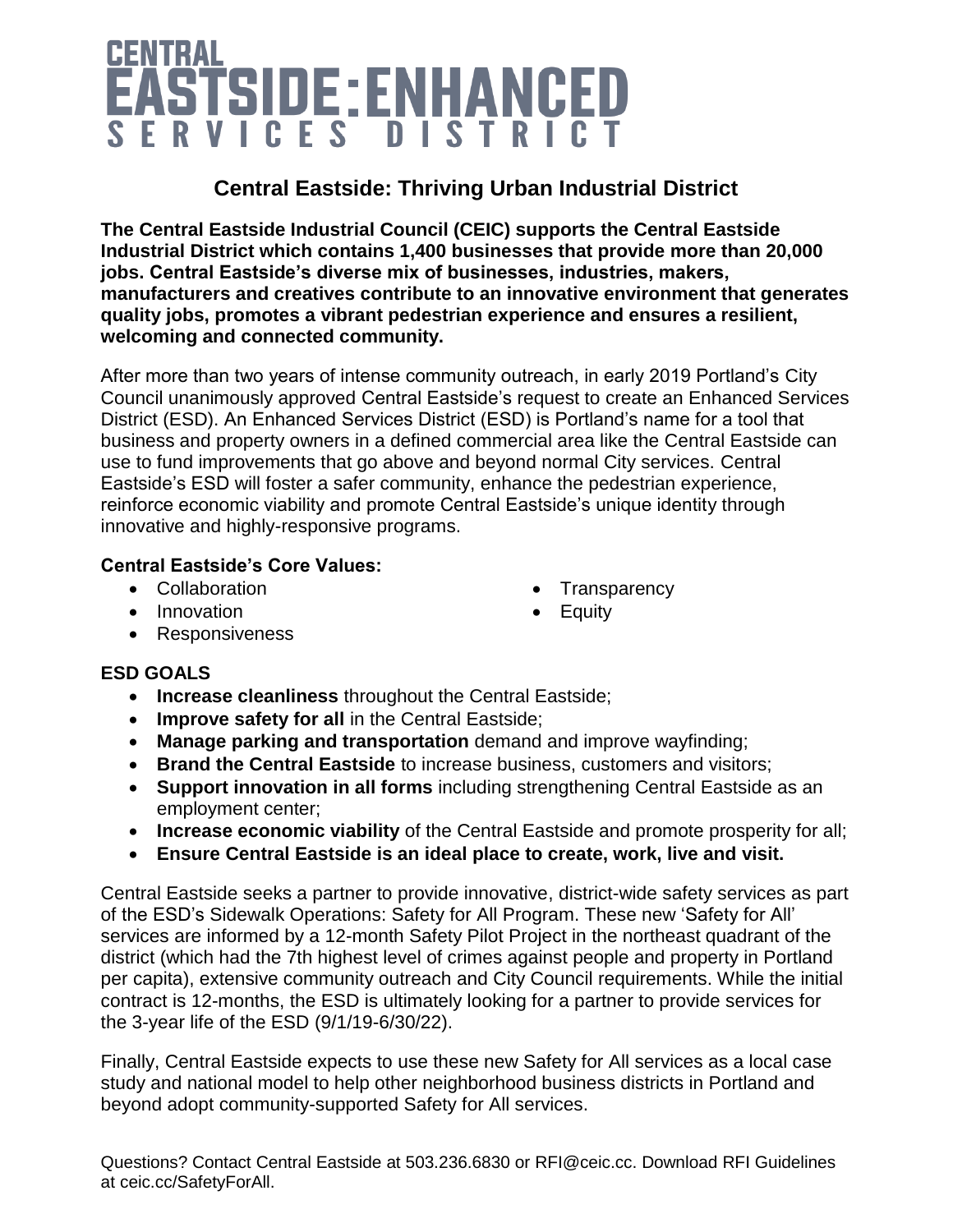# CENTRAL EASTSIDE:ENHANCED SERVICES DISTRICT

## Central Eastside: Thriving Urban Industrial District

**The Central Eastside Industrial Council (CEIC) supports the Central Eastside Industrial District which contains 1,400 businesses that provide more than 20,000 jobs. Central Eastside's diverse mix of businesses, industries, makers, manufacturers and creatives contribute to an innovative environment that generates quality jobs, promotes a vibrant pedestrian experience and ensures a resilient, welcoming and connected community.**

After more than two years of intense community outreach, in early 2019 Portland's City Council unanimously approved Central Eastside's request to create an Enhanced Services District (ESD). An Enhanced Services District (ESD) is Portland's name for a tool that business and property owners in a defined commercial area like the Central Eastside can use to fund improvements that go above and beyond normal City services. Central Eastside's ESD will foster a safer community, enhance the pedestrian experience, reinforce economic viability and promote Central Eastside's unique identity through innovative and highly-responsive programs.

**Central Eastside's Core Values:**

- Collaboration
- Innovation
- Responsiveness
- Transparency
- Equity

**ESD GOALS**

- **Increase cleanliness** throughout the Central Eastside;
- **Improve safety for all** in the Central Eastside;
- **Manage parking and transportation** demand and improve wayfinding;
- **Brand the Central Eastside** to increase business, customers and visitors;
- **Support innovation in all forms** including strengthening Central Eastside as an employment center;
- **Increase economic viability** of the Central Eastside and promote prosperity for all;
- **Ensure Central Eastside is an ideal place to create, work, live and visit.**

Central Eastside seeks a partner to provide innovative, district-wide safety services as part of the ESD's Sidewalk Operations: Safety for All Program. These new 'Safety for All' services are informed by a 12-month Safety Pilot Project in the northeast quadrant of the district (which had the 7th highest level of crimes against people and property in Portland per capita), extensive community outreach and City Council requirements. While the initial contract is 12-months, the ESD is ultimately looking for a partner to provide services for the 3-year life of the ESD (9/1/19-6/30/22).

Finally, Central Eastside expects to use these new Safety for All services as a local case study and national model to help other neighborhood business districts in Portland and beyond adopt community-supported Safety for All services.

Questions? Contact Central Eastside at 503.236.6830 or RFI@ceic.cc. Download RFI Guidelines at ceic.cc/SafetyForAll.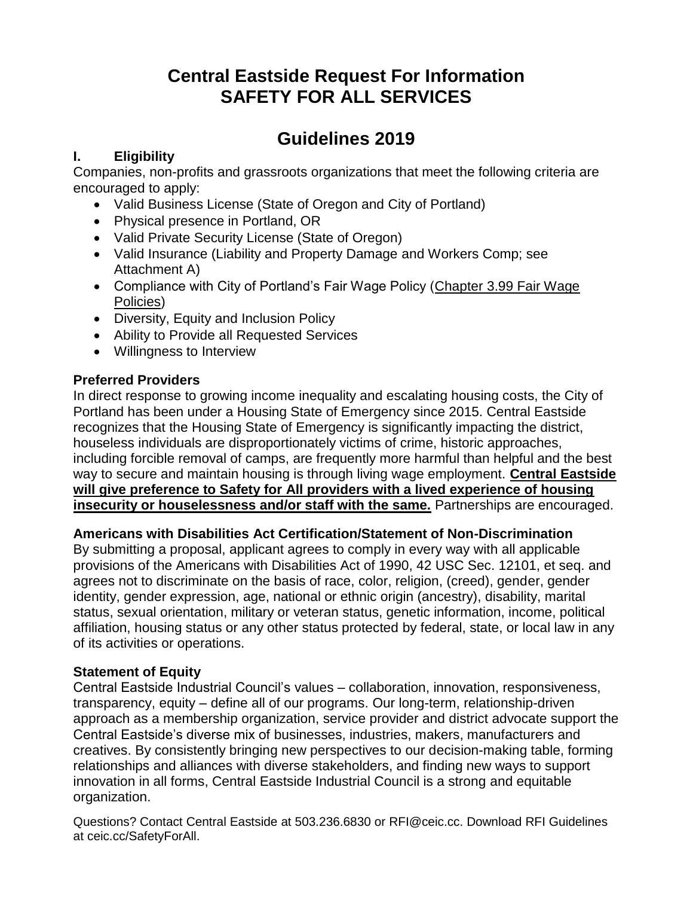# Central Eastside Request For Information
# SAFETY FOR ALL SERVICES

# Guidelines 2019

## I. Eligibility

Companies, non-profits and grassroots organizations that meet the following criteria are encouraged to apply:

- Valid Business License (State of Oregon and City of Portland)
- Physical presence in Portland, OR
- Valid Private Security License (State of Oregon)
- Valid Insurance (Liability and Property Damage and Workers Comp; see Attachment A)
- Compliance with City of Portland's Fair Wage Policy (Chapter 3.99 Fair Wage Policies)
- Diversity, Equity and Inclusion Policy
- Ability to Provide all Requested Services
- Willingness to Interview

### Preferred Providers

In direct response to growing income inequality and escalating housing costs, the City of Portland has been under a Housing State of Emergency since 2015. Central Eastside recognizes that the Housing State of Emergency is significantly impacting the district, houseless individuals are disproportionately victims of crime, historic approaches, including forcible removal of camps, are frequently more harmful than helpful and the best way to secure and maintain housing is through living wage employment. **Central Eastside will give preference to Safety for All providers with a lived experience of housing insecurity or houselessness and/or staff with the same.** Partnerships are encouraged.

### Americans with Disabilities Act Certification/Statement of Non-Discrimination

By submitting a proposal, applicant agrees to comply in every way with all applicable provisions of the Americans with Disabilities Act of 1990, 42 USC Sec. 12101, et seq. and agrees not to discriminate on the basis of race, color, religion, (creed), gender, gender identity, gender expression, age, national or ethnic origin (ancestry), disability, marital status, sexual orientation, military or veteran status, genetic information, income, political affiliation, housing status or any other status protected by federal, state, or local law in any of its activities or operations.

### Statement of Equity

Central Eastside Industrial Council's values – collaboration, innovation, responsiveness, transparency, equity – define all of our programs. Our long-term, relationship-driven approach as a membership organization, service provider and district advocate support the Central Eastside's diverse mix of businesses, industries, makers, manufacturers and creatives. By consistently bringing new perspectives to our decision-making table, forming relationships and alliances with diverse stakeholders, and finding new ways to support innovation in all forms, Central Eastside Industrial Council is a strong and equitable organization.

Questions? Contact Central Eastside at 503.236.6830 or RFI@ceic.cc. Download RFI Guidelines at ceic.cc/SafetyForAll.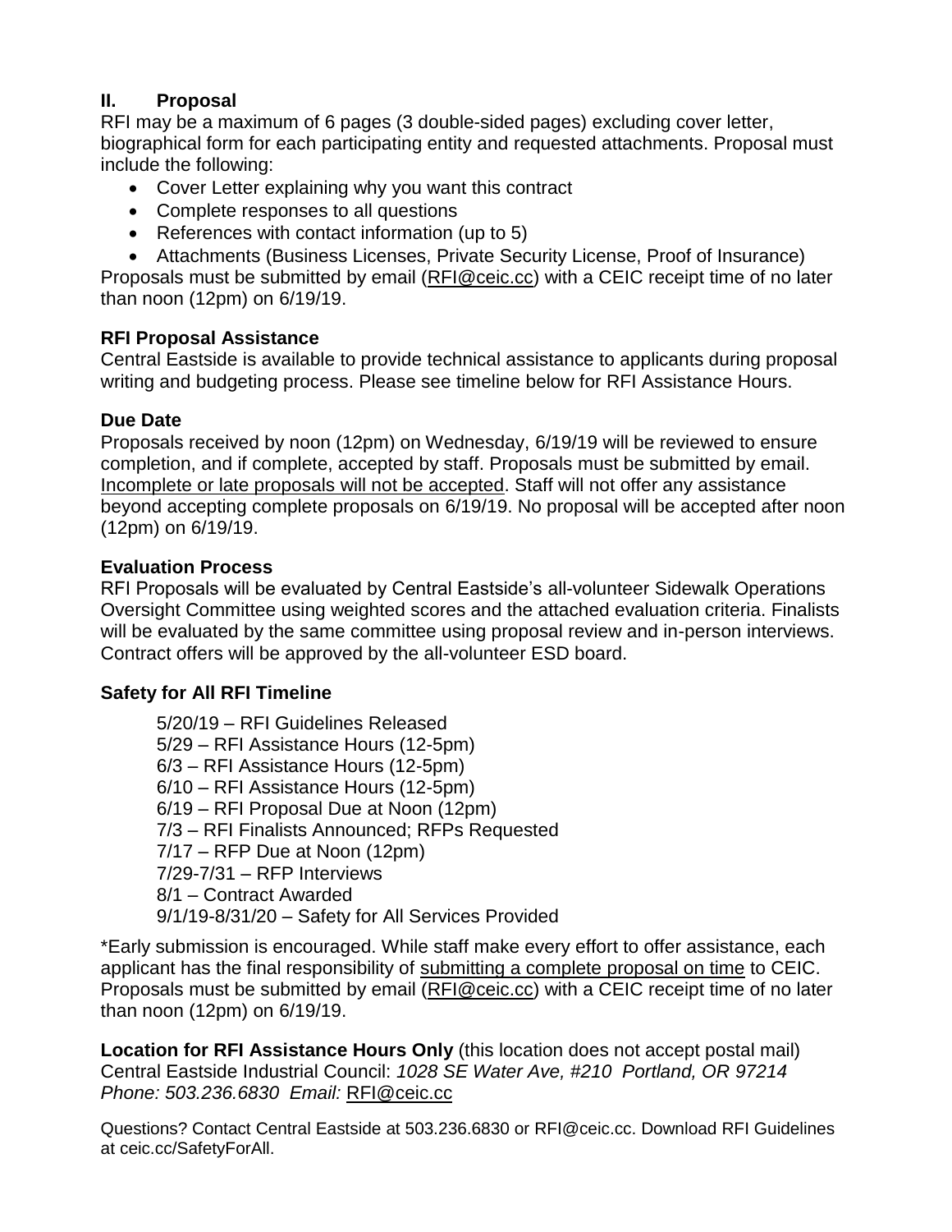## II. Proposal

RFI may be a maximum of 6 pages (3 double-sided pages) excluding cover letter, biographical form for each participating entity and requested attachments. Proposal must include the following:

- Cover Letter explaining why you want this contract
- Complete responses to all questions
- References with contact information (up to 5)
- Attachments (Business Licenses, Private Security License, Proof of Insurance)

Proposals must be submitted by email (RFI@ceic.cc) with a CEIC receipt time of no later than noon (12pm) on 6/19/19.

### RFI Proposal Assistance

Central Eastside is available to provide technical assistance to applicants during proposal writing and budgeting process. Please see timeline below for RFI Assistance Hours.

### Due Date

Proposals received by noon (12pm) on Wednesday, 6/19/19 will be reviewed to ensure completion, and if complete, accepted by staff. Proposals must be submitted by email. Incomplete or late proposals will not be accepted. Staff will not offer any assistance beyond accepting complete proposals on 6/19/19. No proposal will be accepted after noon (12pm) on 6/19/19.

### Evaluation Process

RFI Proposals will be evaluated by Central Eastside's all-volunteer Sidewalk Operations Oversight Committee using weighted scores and the attached evaluation criteria. Finalists will be evaluated by the same committee using proposal review and in-person interviews. Contract offers will be approved by the all-volunteer ESD board.

### Safety for All RFI Timeline

5/20/19 – RFI Guidelines Released
5/29 – RFI Assistance Hours (12-5pm)
6/3 – RFI Assistance Hours (12-5pm)
6/10 – RFI Assistance Hours (12-5pm)
6/19 – RFI Proposal Due at Noon (12pm)
7/3 – RFI Finalists Announced; RFPs Requested
7/17 – RFP Due at Noon (12pm)
7/29-7/31 – RFP Interviews
8/1 – Contract Awarded
9/1/19-8/31/20 – Safety for All Services Provided

*Early submission is encouraged. While staff make every effort to offer assistance, each applicant has the final responsibility of submitting a complete proposal on time to CEIC. Proposals must be submitted by email (RFI@ceic.cc) with a CEIC receipt time of no later than noon (12pm) on 6/19/19.

**Location for RFI Assistance Hours Only** (this location does not accept postal mail)
Central Eastside Industrial Council: *1028 SE Water Ave, #210 Portland, OR 97214*
*Phone: 503.236.6830 Email:* RFI@ceic.cc

Questions? Contact Central Eastside at 503.236.6830 or RFI@ceic.cc. Download RFI Guidelines at ceic.cc/SafetyForAll.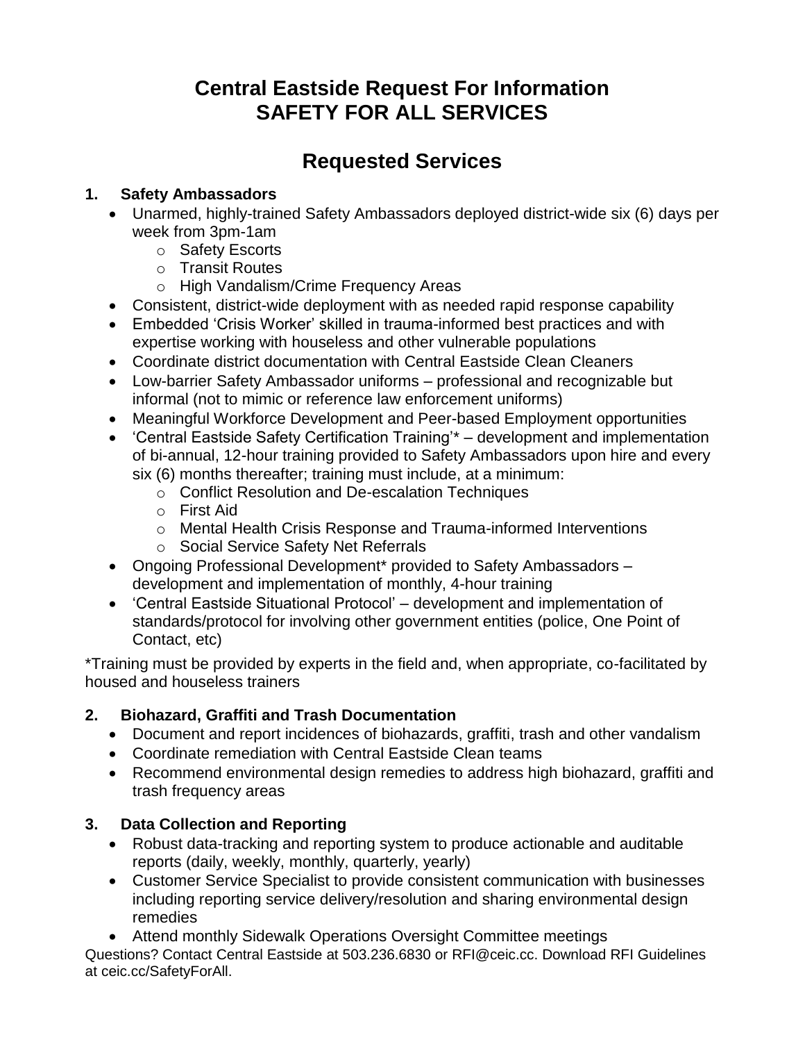# Central Eastside Request For Information
# SAFETY FOR ALL SERVICES

## Requested Services

### 1. Safety Ambassadors

- Unarmed, highly-trained Safety Ambassadors deployed district-wide six (6) days per week from 3pm-1am
  - Safety Escorts
  - Transit Routes
  - High Vandalism/Crime Frequency Areas
- Consistent, district-wide deployment with as needed rapid response capability
- Embedded 'Crisis Worker' skilled in trauma-informed best practices and with expertise working with houseless and other vulnerable populations
- Coordinate district documentation with Central Eastside Clean Cleaners
- Low-barrier Safety Ambassador uniforms – professional and recognizable but informal (not to mimic or reference law enforcement uniforms)
- Meaningful Workforce Development and Peer-based Employment opportunities
- 'Central Eastside Safety Certification Training'* – development and implementation of bi-annual, 12-hour training provided to Safety Ambassadors upon hire and every six (6) months thereafter; training must include, at a minimum:
  - Conflict Resolution and De-escalation Techniques
  - First Aid
  - Mental Health Crisis Response and Trauma-informed Interventions
  - Social Service Safety Net Referrals
- Ongoing Professional Development* provided to Safety Ambassadors – development and implementation of monthly, 4-hour training
- 'Central Eastside Situational Protocol' – development and implementation of standards/protocol for involving other government entities (police, One Point of Contact, etc)

*Training must be provided by experts in the field and, when appropriate, co-facilitated by housed and houseless trainers

### 2. Biohazard, Graffiti and Trash Documentation

- Document and report incidences of biohazards, graffiti, trash and other vandalism
- Coordinate remediation with Central Eastside Clean teams
- Recommend environmental design remedies to address high biohazard, graffiti and trash frequency areas

### 3. Data Collection and Reporting

- Robust data-tracking and reporting system to produce actionable and auditable reports (daily, weekly, monthly, quarterly, yearly)
- Customer Service Specialist to provide consistent communication with businesses including reporting service delivery/resolution and sharing environmental design remedies
- Attend monthly Sidewalk Operations Oversight Committee meetings

Questions? Contact Central Eastside at 503.236.6830 or RFI@ceic.cc. Download RFI Guidelines at ceic.cc/SafetyForAll.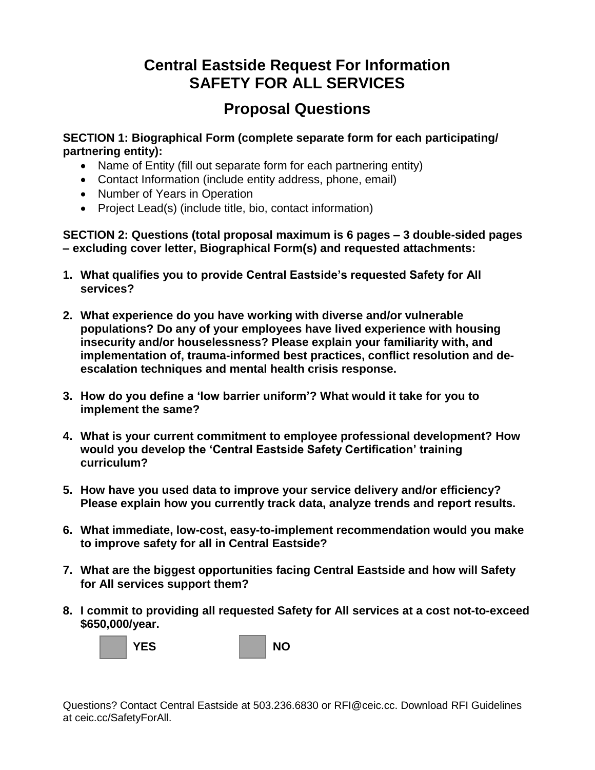# Central Eastside Request For Information
# SAFETY FOR ALL SERVICES

## Proposal Questions

**SECTION 1: Biographical Form (complete separate form for each participating/ partnering entity):**

- Name of Entity (fill out separate form for each partnering entity)
- Contact Information (include entity address, phone, email)
- Number of Years in Operation
- Project Lead(s) (include title, bio, contact information)

**SECTION 2: Questions (total proposal maximum is 6 pages – 3 double-sided pages – excluding cover letter, Biographical Form(s) and requested attachments:**

1. **What qualifies you to provide Central Eastside's requested Safety for All services?**

2. **What experience do you have working with diverse and/or vulnerable populations? Do any of your employees have lived experience with housing insecurity and/or houselessness? Please explain your familiarity with, and implementation of, trauma-informed best practices, conflict resolution and de-escalation techniques and mental health crisis response.**

3. **How do you define a 'low barrier uniform'? What would it take for you to implement the same?**

4. **What is your current commitment to employee professional development? How would you develop the 'Central Eastside Safety Certification' training curriculum?**

5. **How have you used data to improve your service delivery and/or efficiency? Please explain how you currently track data, analyze trends and report results.**

6. **What immediate, low-cost, easy-to-implement recommendation would you make to improve safety for all in Central Eastside?**

7. **What are the biggest opportunities facing Central Eastside and how will Safety for All services support them?**

8. **I commit to providing all requested Safety for All services at a cost not-to-exceed $650,000/year.**

   ☐ **YES** ☐ **NO**

Questions? Contact Central Eastside at 503.236.6830 or RFI@ceic.cc. Download RFI Guidelines at ceic.cc/SafetyForAll.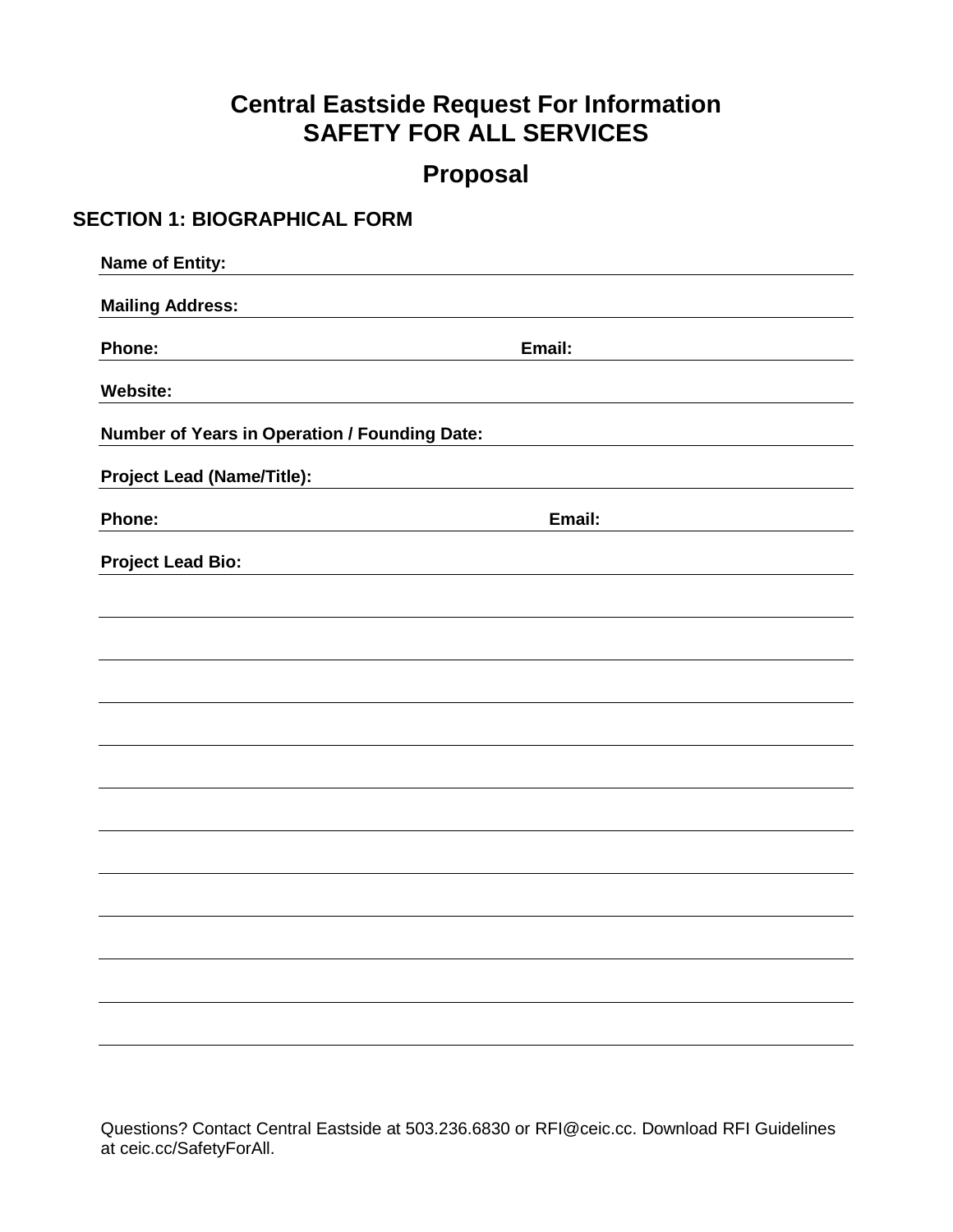# Central Eastside Request For Information
# SAFETY FOR ALL SERVICES

## Proposal

### SECTION 1: BIOGRAPHICAL FORM

**Name of Entity:**

**Mailing Address:**

**Phone:** **Email:**

**Website:**

**Number of Years in Operation / Founding Date:**

**Project Lead (Name/Title):**

**Phone:** **Email:**

**Project Lead Bio:**

Questions? Contact Central Eastside at 503.236.6830 or RFI@ceic.cc. Download RFI Guidelines at ceic.cc/SafetyForAll.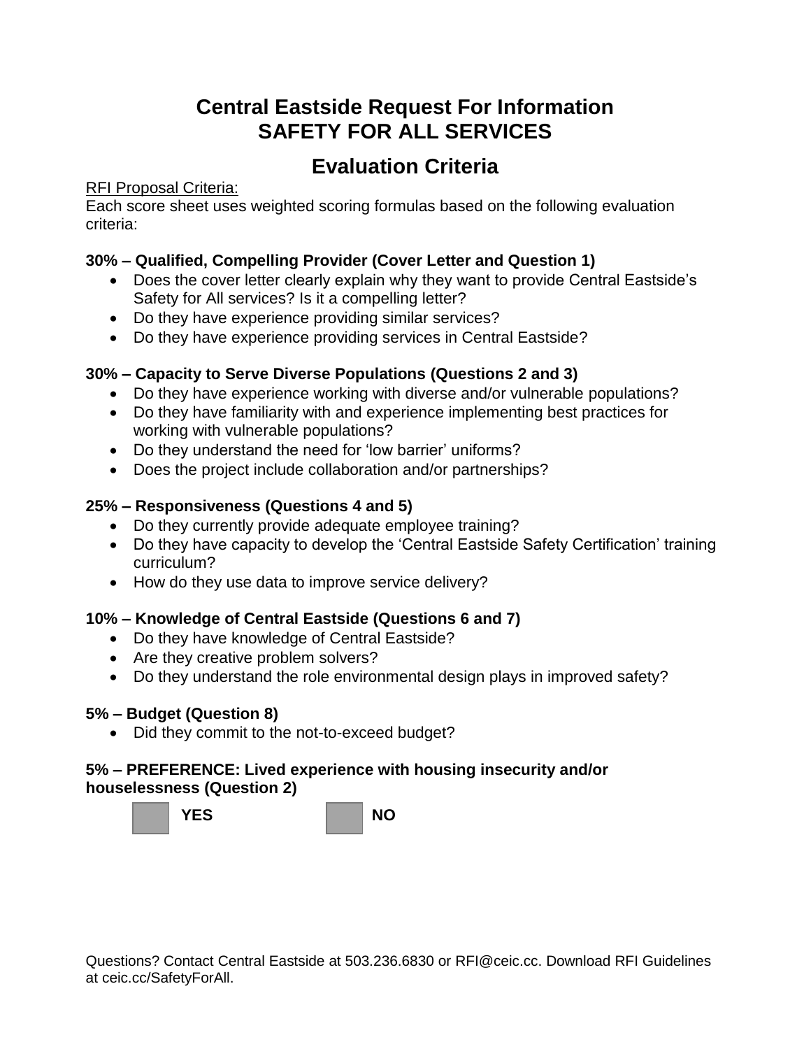# Central Eastside Request For Information
# SAFETY FOR ALL SERVICES

## Evaluation Criteria

RFI Proposal Criteria:
Each score sheet uses weighted scoring formulas based on the following evaluation criteria:

**30% – Qualified, Compelling Provider (Cover Letter and Question 1)**

- Does the cover letter clearly explain why they want to provide Central Eastside's Safety for All services? Is it a compelling letter?
- Do they have experience providing similar services?
- Do they have experience providing services in Central Eastside?

**30% – Capacity to Serve Diverse Populations (Questions 2 and 3)**

- Do they have experience working with diverse and/or vulnerable populations?
- Do they have familiarity with and experience implementing best practices for working with vulnerable populations?
- Do they understand the need for 'low barrier' uniforms?
- Does the project include collaboration and/or partnerships?

**25% – Responsiveness (Questions 4 and 5)**

- Do they currently provide adequate employee training?
- Do they have capacity to develop the 'Central Eastside Safety Certification' training curriculum?
- How do they use data to improve service delivery?

**10% – Knowledge of Central Eastside (Questions 6 and 7)**

- Do they have knowledge of Central Eastside?
- Are they creative problem solvers?
- Do they understand the role environmental design plays in improved safety?

**5% – Budget (Question 8)**

- Did they commit to the not-to-exceed budget?

**5% – PREFERENCE: Lived experience with housing insecurity and/or houselessness (Question 2)**

☐ **YES** ☐ **NO**

Questions? Contact Central Eastside at 503.236.6830 or RFI@ceic.cc. Download RFI Guidelines at ceic.cc/SafetyForAll.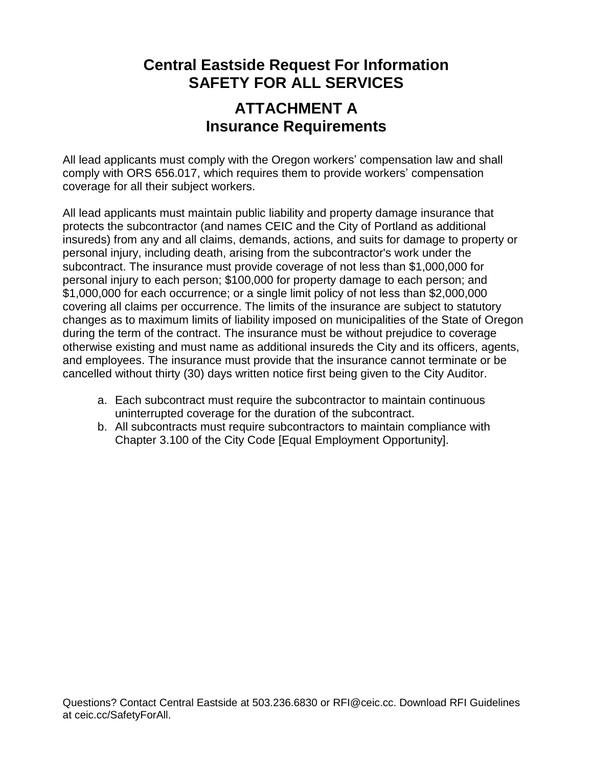# Central Eastside Request For Information
# SAFETY FOR ALL SERVICES

## ATTACHMENT A
## Insurance Requirements

All lead applicants must comply with the Oregon workers' compensation law and shall comply with ORS 656.017, which requires them to provide workers' compensation coverage for all their subject workers.

All lead applicants must maintain public liability and property damage insurance that protects the subcontractor (and names CEIC and the City of Portland as additional insureds) from any and all claims, demands, actions, and suits for damage to property or personal injury, including death, arising from the subcontractor's work under the subcontract. The insurance must provide coverage of not less than $1,000,000 for personal injury to each person; $100,000 for property damage to each person; and $1,000,000 for each occurrence; or a single limit policy of not less than $2,000,000 covering all claims per occurrence. The limits of the insurance are subject to statutory changes as to maximum limits of liability imposed on municipalities of the State of Oregon during the term of the contract. The insurance must be without prejudice to coverage otherwise existing and must name as additional insureds the City and its officers, agents, and employees. The insurance must provide that the insurance cannot terminate or be cancelled without thirty (30) days written notice first being given to the City Auditor.

a. Each subcontract must require the subcontractor to maintain continuous uninterrupted coverage for the duration of the subcontract.
b. All subcontracts must require subcontractors to maintain compliance with Chapter 3.100 of the City Code [Equal Employment Opportunity].

Questions? Contact Central Eastside at 503.236.6830 or RFI@ceic.cc. Download RFI Guidelines at ceic.cc/SafetyForAll.